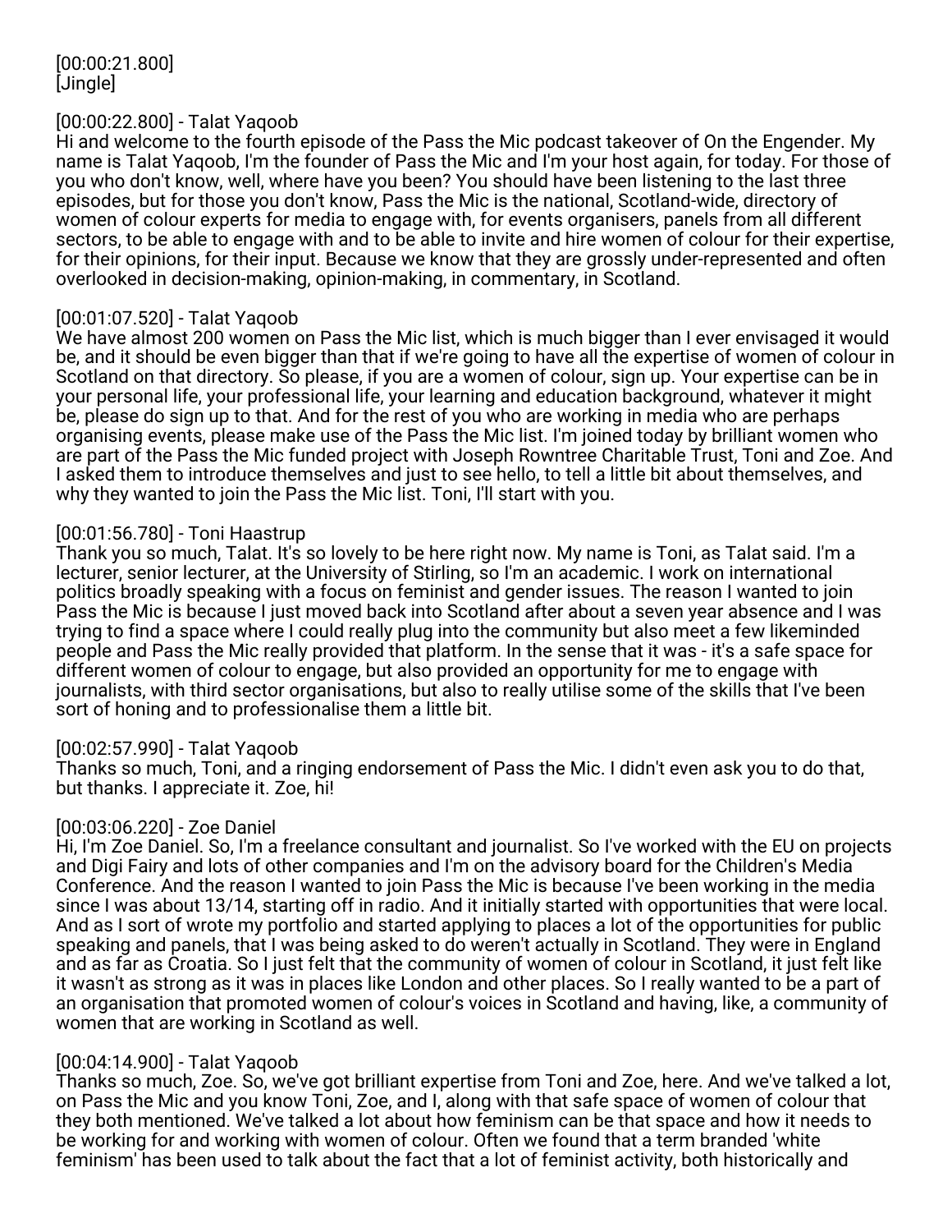[00:00:21.800]
[Jingle]

[00:00:22.800] - Talat Yaqoob
Hi and welcome to the fourth episode of the Pass the Mic podcast takeover of On the Engender. My name is Talat Yaqoob, I'm the founder of Pass the Mic and I'm your host again, for today. For those of you who don't know, well, where have you been? You should have been listening to the last three episodes, but for those you don't know, Pass the Mic is the national, Scotland-wide, directory of women of colour experts for media to engage with, for events organisers, panels from all different sectors, to be able to engage with and to be able to invite and hire women of colour for their expertise, for their opinions, for their input. Because we know that they are grossly under-represented and often overlooked in decision-making, opinion-making, in commentary, in Scotland.

[00:01:07.520] - Talat Yaqoob
We have almost 200 women on Pass the Mic list, which is much bigger than I ever envisaged it would be, and it should be even bigger than that if we're going to have all the expertise of women of colour in Scotland on that directory. So please, if you are a women of colour, sign up. Your expertise can be in your personal life, your professional life, your learning and education background, whatever it might be, please do sign up to that. And for the rest of you who are working in media who are perhaps organising events, please make use of the Pass the Mic list. I'm joined today by brilliant women who are part of the Pass the Mic funded project with Joseph Rowntree Charitable Trust, Toni and Zoe. And I asked them to introduce themselves and just to see hello, to tell a little bit about themselves, and why they wanted to join the Pass the Mic list. Toni, I'll start with you.

[00:01:56.780] - Toni Haastrup
Thank you so much, Talat. It's so lovely to be here right now. My name is Toni, as Talat said. I'm a lecturer, senior lecturer, at the University of Stirling, so I'm an academic. I work on international politics broadly speaking with a focus on feminist and gender issues. The reason I wanted to join Pass the Mic is because I just moved back into Scotland after about a seven year absence and I was trying to find a space where I could really plug into the community but also meet a few likeminded people and Pass the Mic really provided that platform. In the sense that it was - it's a safe space for different women of colour to engage, but also provided an opportunity for me to engage with journalists, with third sector organisations, but also to really utilise some of the skills that I've been sort of honing and to professionalise them a little bit.

[00:02:57.990] - Talat Yaqoob
Thanks so much, Toni, and a ringing endorsement of Pass the Mic. I didn't even ask you to do that, but thanks. I appreciate it. Zoe, hi!

[00:03:06.220] - Zoe Daniel
Hi, I'm Zoe Daniel. So, I'm a freelance consultant and journalist. So I've worked with the EU on projects and Digi Fairy and lots of other companies and I'm on the advisory board for the Children's Media Conference. And the reason I wanted to join Pass the Mic is because I've been working in the media since I was about 13/14, starting off in radio. And it initially started with opportunities that were local. And as I sort of wrote my portfolio and started applying to places a lot of the opportunities for public speaking and panels, that I was being asked to do weren't actually in Scotland. They were in England and as far as Croatia. So I just felt that the community of women of colour in Scotland, it just felt like it wasn't as strong as it was in places like London and other places. So I really wanted to be a part of an organisation that promoted women of colour's voices in Scotland and having, like, a community of women that are working in Scotland as well.

[00:04:14.900] - Talat Yaqoob
Thanks so much, Zoe. So, we've got brilliant expertise from Toni and Zoe, here. And we've talked a lot, on Pass the Mic and you know Toni, Zoe, and I, along with that safe space of women of colour that they both mentioned. We've talked a lot about how feminism can be that space and how it needs to be working for and working with women of colour. Often we found that a term branded 'white feminism' has been used to talk about the fact that a lot of feminist activity, both historically and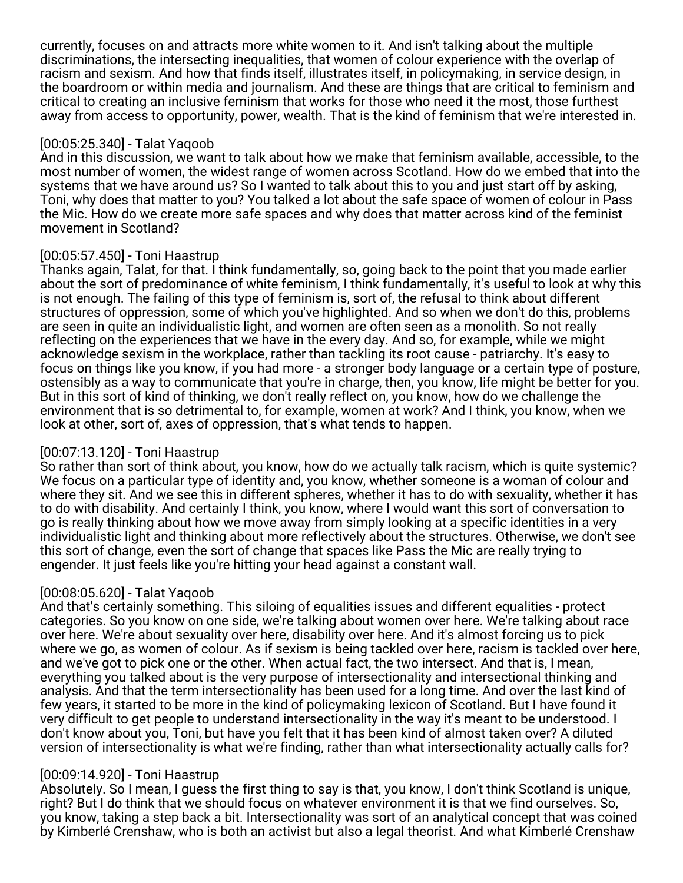currently, focuses on and attracts more white women to it. And isn't talking about the multiple discriminations, the intersecting inequalities, that women of colour experience with the overlap of racism and sexism. And how that finds itself, illustrates itself, in policymaking, in service design, in the boardroom or within media and journalism. And these are things that are critical to feminism and critical to creating an inclusive feminism that works for those who need it the most, those furthest away from access to opportunity, power, wealth. That is the kind of feminism that we're interested in.

[00:05:25.340] - Talat Yaqoob
And in this discussion, we want to talk about how we make that feminism available, accessible, to the most number of women, the widest range of women across Scotland. How do we embed that into the systems that we have around us? So I wanted to talk about this to you and just start off by asking, Toni, why does that matter to you? You talked a lot about the safe space of women of colour in Pass the Mic. How do we create more safe spaces and why does that matter across kind of the feminist movement in Scotland?

[00:05:57.450] - Toni Haastrup
Thanks again, Talat, for that. I think fundamentally, so, going back to the point that you made earlier about the sort of predominance of white feminism, I think fundamentally, it's useful to look at why this is not enough. The failing of this type of feminism is, sort of, the refusal to think about different structures of oppression, some of which you've highlighted. And so when we don't do this, problems are seen in quite an individualistic light, and women are often seen as a monolith. So not really reflecting on the experiences that we have in the every day. And so, for example, while we might acknowledge sexism in the workplace, rather than tackling its root cause - patriarchy. It's easy to focus on things like you know, if you had more - a stronger body language or a certain type of posture, ostensibly as a way to communicate that you're in charge, then, you know, life might be better for you. But in this sort of kind of thinking, we don't really reflect on, you know, how do we challenge the environment that is so detrimental to, for example, women at work? And I think, you know, when we look at other, sort of, axes of oppression, that's what tends to happen.

[00:07:13.120] - Toni Haastrup
So rather than sort of think about, you know, how do we actually talk racism, which is quite systemic? We focus on a particular type of identity and, you know, whether someone is a woman of colour and where they sit. And we see this in different spheres, whether it has to do with sexuality, whether it has to do with disability. And certainly I think, you know, where I would want this sort of conversation to go is really thinking about how we move away from simply looking at a specific identities in a very individualistic light and thinking about more reflectively about the structures. Otherwise, we don't see this sort of change, even the sort of change that spaces like Pass the Mic are really trying to engender. It just feels like you're hitting your head against a constant wall.

[00:08:05.620] - Talat Yaqoob
And that's certainly something. This siloing of equalities issues and different equalities - protect categories. So you know on one side, we're talking about women over here. We're talking about race over here. We're about sexuality over here, disability over here. And it's almost forcing us to pick where we go, as women of colour. As if sexism is being tackled over here, racism is tackled over here, and we've got to pick one or the other. When actual fact, the two intersect. And that is, I mean, everything you talked about is the very purpose of intersectionality and intersectional thinking and analysis. And that the term intersectionality has been used for a long time. And over the last kind of few years, it started to be more in the kind of policymaking lexicon of Scotland. But I have found it very difficult to get people to understand intersectionality in the way it's meant to be understood. I don't know about you, Toni, but have you felt that it has been kind of almost taken over? A diluted version of intersectionality is what we're finding, rather than what intersectionality actually calls for?

[00:09:14.920] - Toni Haastrup
Absolutely. So I mean, I guess the first thing to say is that, you know, I don't think Scotland is unique, right? But I do think that we should focus on whatever environment it is that we find ourselves. So, you know, taking a step back a bit. Intersectionality was sort of an analytical concept that was coined by Kimberlé Crenshaw, who is both an activist but also a legal theorist. And what Kimberlé Crenshaw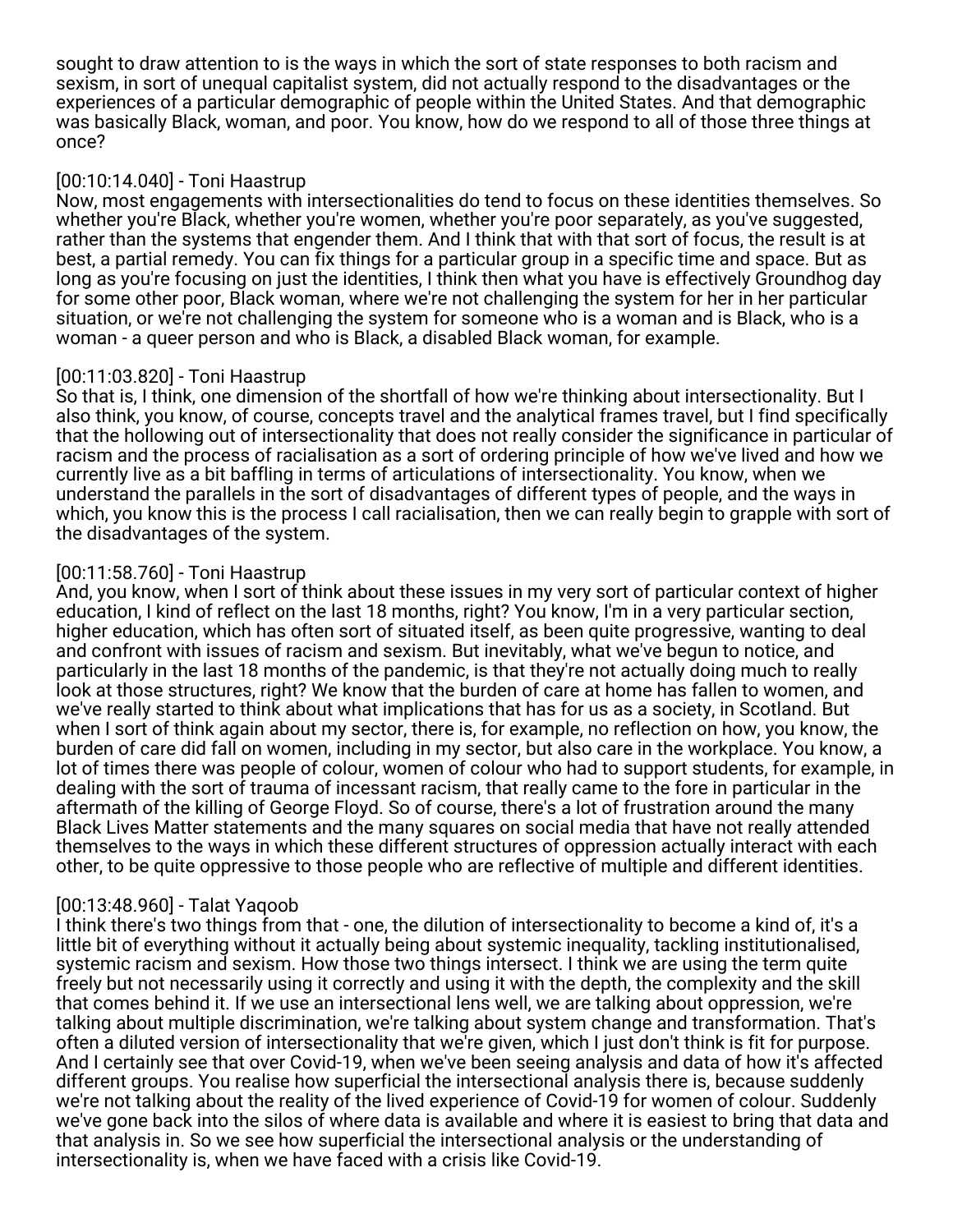sought to draw attention to is the ways in which the sort of state responses to both racism and sexism, in sort of unequal capitalist system, did not actually respond to the disadvantages or the experiences of a particular demographic of people within the United States. And that demographic was basically Black, woman, and poor. You know, how do we respond to all of those three things at once?

[00:10:14.040] - Toni Haastrup
Now, most engagements with intersectionalities do tend to focus on these identities themselves. So whether you're Black, whether you're women, whether you're poor separately, as you've suggested, rather than the systems that engender them. And I think that with that sort of focus, the result is at best, a partial remedy. You can fix things for a particular group in a specific time and space. But as long as you're focusing on just the identities, I think then what you have is effectively Groundhog day for some other poor, Black woman, where we're not challenging the system for her in her particular situation, or we're not challenging the system for someone who is a woman and is Black, who is a woman - a queer person and who is Black, a disabled Black woman, for example.

[00:11:03.820] - Toni Haastrup
So that is, I think, one dimension of the shortfall of how we're thinking about intersectionality. But I also think, you know, of course, concepts travel and the analytical frames travel, but I find specifically that the hollowing out of intersectionality that does not really consider the significance in particular of racism and the process of racialisation as a sort of ordering principle of how we've lived and how we currently live as a bit baffling in terms of articulations of intersectionality. You know, when we understand the parallels in the sort of disadvantages of different types of people, and the ways in which, you know this is the process I call racialisation, then we can really begin to grapple with sort of the disadvantages of the system.

[00:11:58.760] - Toni Haastrup
And, you know, when I sort of think about these issues in my very sort of particular context of higher education, I kind of reflect on the last 18 months, right? You know, I'm in a very particular section, higher education, which has often sort of situated itself, as been quite progressive, wanting to deal and confront with issues of racism and sexism. But inevitably, what we've begun to notice, and particularly in the last 18 months of the pandemic, is that they're not actually doing much to really look at those structures, right? We know that the burden of care at home has fallen to women, and we've really started to think about what implications that has for us as a society, in Scotland. But when I sort of think again about my sector, there is, for example, no reflection on how, you know, the burden of care did fall on women, including in my sector, but also care in the workplace. You know, a lot of times there was people of colour, women of colour who had to support students, for example, in dealing with the sort of trauma of incessant racism, that really came to the fore in particular in the aftermath of the killing of George Floyd. So of course, there's a lot of frustration around the many Black Lives Matter statements and the many squares on social media that have not really attended themselves to the ways in which these different structures of oppression actually interact with each other, to be quite oppressive to those people who are reflective of multiple and different identities.

[00:13:48.960] - Talat Yaqoob
I think there's two things from that - one, the dilution of intersectionality to become a kind of, it's a little bit of everything without it actually being about systemic inequality, tackling institutionalised, systemic racism and sexism. How those two things intersect. I think we are using the term quite freely but not necessarily using it correctly and using it with the depth, the complexity and the skill that comes behind it. If we use an intersectional lens well, we are talking about oppression, we're talking about multiple discrimination, we're talking about system change and transformation. That's often a diluted version of intersectionality that we're given, which I just don't think is fit for purpose. And I certainly see that over Covid-19, when we've been seeing analysis and data of how it's affected different groups. You realise how superficial the intersectional analysis there is, because suddenly we're not talking about the reality of the lived experience of Covid-19 for women of colour. Suddenly we've gone back into the silos of where data is available and where it is easiest to bring that data and that analysis in. So we see how superficial the intersectional analysis or the understanding of intersectionality is, when we have faced with a crisis like Covid-19.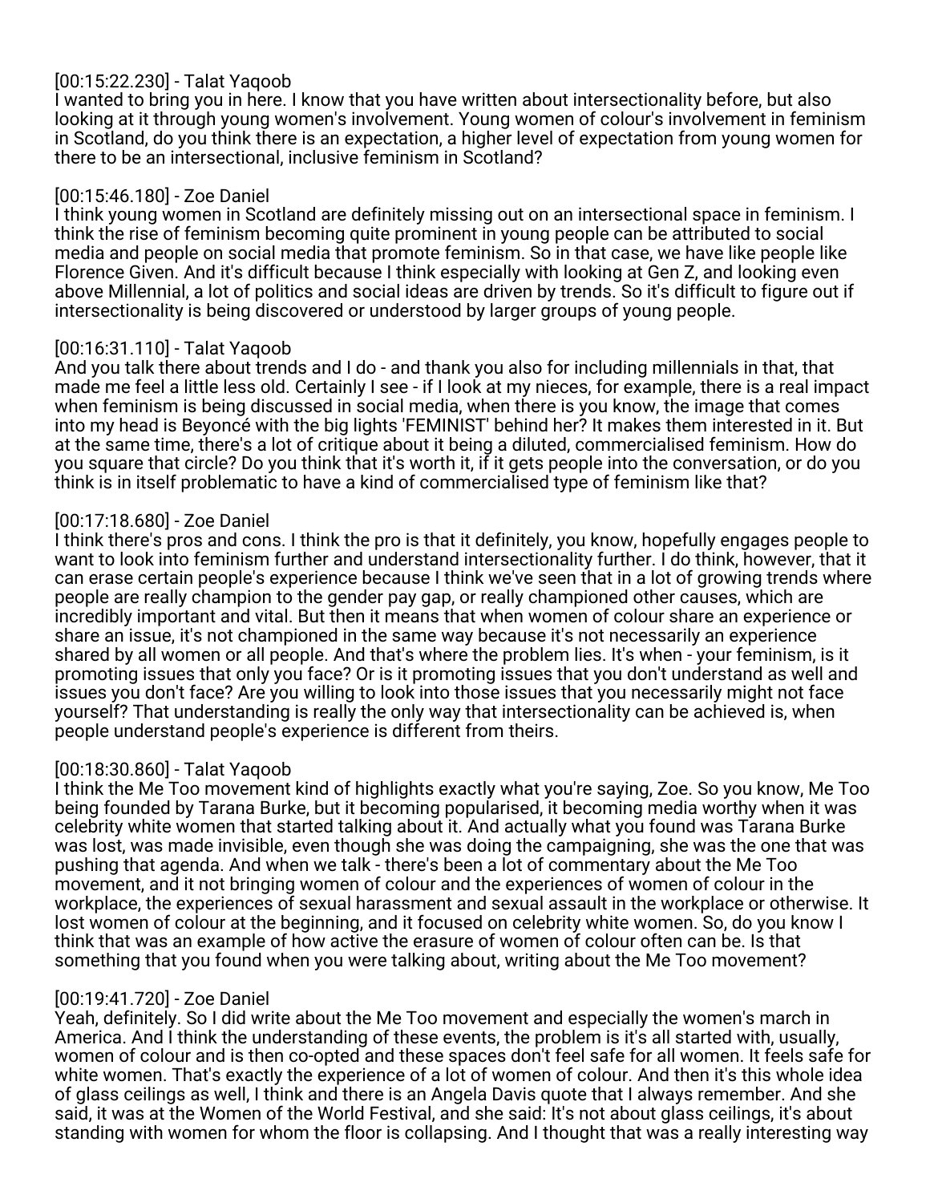[00:15:22.230] - Talat Yaqoob
I wanted to bring you in here. I know that you have written about intersectionality before, but also looking at it through young women's involvement. Young women of colour's involvement in feminism in Scotland, do you think there is an expectation, a higher level of expectation from young women for there to be an intersectional, inclusive feminism in Scotland?

[00:15:46.180] - Zoe Daniel
I think young women in Scotland are definitely missing out on an intersectional space in feminism. I think the rise of feminism becoming quite prominent in young people can be attributed to social media and people on social media that promote feminism. So in that case, we have like people like Florence Given. And it's difficult because I think especially with looking at Gen Z, and looking even above Millennial, a lot of politics and social ideas are driven by trends. So it's difficult to figure out if intersectionality is being discovered or understood by larger groups of young people.

[00:16:31.110] - Talat Yaqoob
And you talk there about trends and I do - and thank you also for including millennials in that, that made me feel a little less old. Certainly I see - if I look at my nieces, for example, there is a real impact when feminism is being discussed in social media, when there is you know, the image that comes into my head is Beyoncé with the big lights 'FEMINIST' behind her? It makes them interested in it. But at the same time, there's a lot of critique about it being a diluted, commercialised feminism. How do you square that circle? Do you think that it's worth it, if it gets people into the conversation, or do you think is in itself problematic to have a kind of commercialised type of feminism like that?

[00:17:18.680] - Zoe Daniel
I think there's pros and cons. I think the pro is that it definitely, you know, hopefully engages people to want to look into feminism further and understand intersectionality further. I do think, however, that it can erase certain people's experience because I think we've seen that in a lot of growing trends where people are really champion to the gender pay gap, or really championed other causes, which are incredibly important and vital. But then it means that when women of colour share an experience or share an issue, it's not championed in the same way because it's not necessarily an experience shared by all women or all people. And that's where the problem lies. It's when - your feminism, is it promoting issues that only you face? Or is it promoting issues that you don't understand as well and issues you don't face? Are you willing to look into those issues that you necessarily might not face yourself? That understanding is really the only way that intersectionality can be achieved is, when people understand people's experience is different from theirs.

[00:18:30.860] - Talat Yaqoob
I think the Me Too movement kind of highlights exactly what you're saying, Zoe. So you know, Me Too being founded by Tarana Burke, but it becoming popularised, it becoming media worthy when it was celebrity white women that started talking about it. And actually what you found was Tarana Burke was lost, was made invisible, even though she was doing the campaigning, she was the one that was pushing that agenda. And when we talk - there's been a lot of commentary about the Me Too movement, and it not bringing women of colour and the experiences of women of colour in the workplace, the experiences of sexual harassment and sexual assault in the workplace or otherwise. It lost women of colour at the beginning, and it focused on celebrity white women. So, do you know I think that was an example of how active the erasure of women of colour often can be. Is that something that you found when you were talking about, writing about the Me Too movement?

[00:19:41.720] - Zoe Daniel
Yeah, definitely. So I did write about the Me Too movement and especially the women's march in America. And I think the understanding of these events, the problem is it's all started with, usually, women of colour and is then co-opted and these spaces don't feel safe for all women. It feels safe for white women. That's exactly the experience of a lot of women of colour. And then it's this whole idea of glass ceilings as well, I think and there is an Angela Davis quote that I always remember. And she said, it was at the Women of the World Festival, and she said: It's not about glass ceilings, it's about standing with women for whom the floor is collapsing. And I thought that was a really interesting way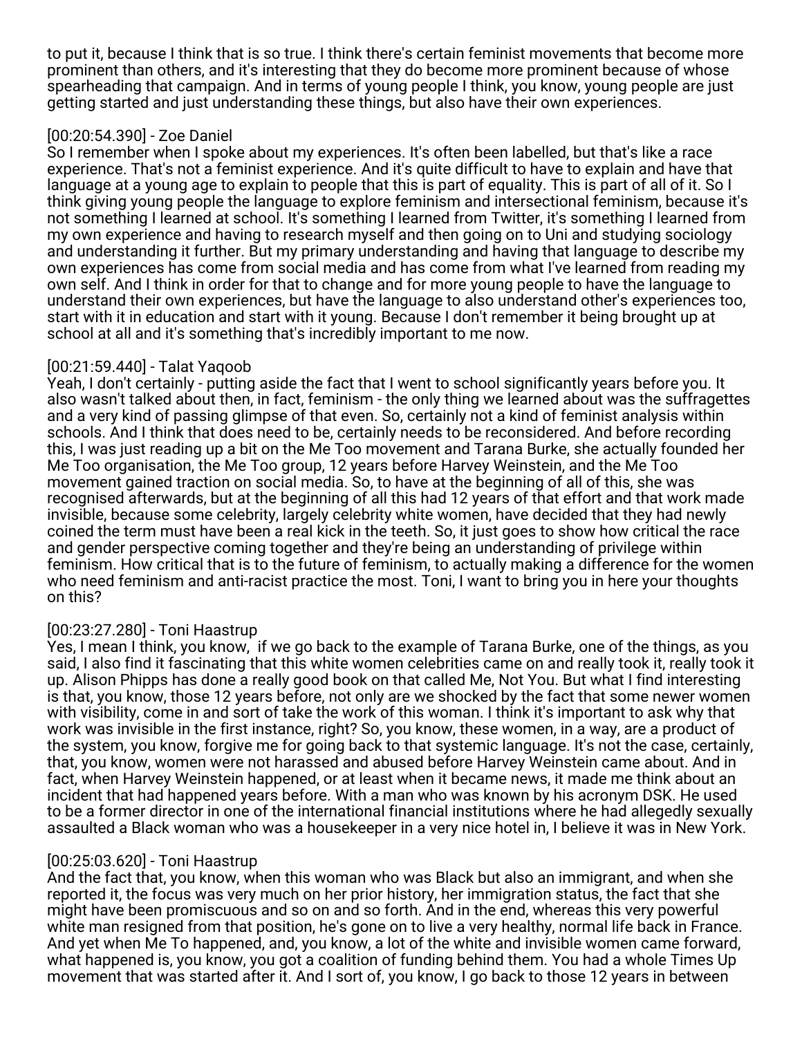to put it, because I think that is so true. I think there's certain feminist movements that become more prominent than others, and it's interesting that they do become more prominent because of whose spearheading that campaign. And in terms of young people I think, you know, young people are just getting started and just understanding these things, but also have their own experiences.

[00:20:54.390] - Zoe Daniel
So I remember when I spoke about my experiences. It's often been labelled, but that's like a race experience. That's not a feminist experience. And it's quite difficult to have to explain and have that language at a young age to explain to people that this is part of equality. This is part of all of it. So I think giving young people the language to explore feminism and intersectional feminism, because it's not something I learned at school. It's something I learned from Twitter, it's something I learned from my own experience and having to research myself and then going on to Uni and studying sociology and understanding it further. But my primary understanding and having that language to describe my own experiences has come from social media and has come from what I've learned from reading my own self. And I think in order for that to change and for more young people to have the language to understand their own experiences, but have the language to also understand other's experiences too, start with it in education and start with it young. Because I don't remember it being brought up at school at all and it's something that's incredibly important to me now.

[00:21:59.440] - Talat Yaqoob
Yeah, I don't certainly - putting aside the fact that I went to school significantly years before you. It also wasn't talked about then, in fact, feminism - the only thing we learned about was the suffragettes and a very kind of passing glimpse of that even. So, certainly not a kind of feminist analysis within schools. And I think that does need to be, certainly needs to be reconsidered. And before recording this, I was just reading up a bit on the Me Too movement and Tarana Burke, she actually founded her Me Too organisation, the Me Too group, 12 years before Harvey Weinstein, and the Me Too movement gained traction on social media. So, to have at the beginning of all of this, she was recognised afterwards, but at the beginning of all this had 12 years of that effort and that work made invisible, because some celebrity, largely celebrity white women, have decided that they had newly coined the term must have been a real kick in the teeth. So, it just goes to show how critical the race and gender perspective coming together and they're being an understanding of privilege within feminism. How critical that is to the future of feminism, to actually making a difference for the women who need feminism and anti-racist practice the most. Toni, I want to bring you in here your thoughts on this?

[00:23:27.280] - Toni Haastrup
Yes, I mean I think, you know, if we go back to the example of Tarana Burke, one of the things, as you said, I also find it fascinating that this white women celebrities came on and really took it, really took it up. Alison Phipps has done a really good book on that called Me, Not You. But what I find interesting is that, you know, those 12 years before, not only are we shocked by the fact that some newer women with visibility, come in and sort of take the work of this woman. I think it's important to ask why that work was invisible in the first instance, right? So, you know, these women, in a way, are a product of the system, you know, forgive me for going back to that systemic language. It's not the case, certainly, that, you know, women were not harassed and abused before Harvey Weinstein came about. And in fact, when Harvey Weinstein happened, or at least when it became news, it made me think about an incident that had happened years before. With a man who was known by his acronym DSK. He used to be a former director in one of the international financial institutions where he had allegedly sexually assaulted a Black woman who was a housekeeper in a very nice hotel in, I believe it was in New York.

[00:25:03.620] - Toni Haastrup
And the fact that, you know, when this woman who was Black but also an immigrant, and when she reported it, the focus was very much on her prior history, her immigration status, the fact that she might have been promiscuous and so on and so forth. And in the end, whereas this very powerful white man resigned from that position, he's gone on to live a very healthy, normal life back in France. And yet when Me To happened, and, you know, a lot of the white and invisible women came forward, what happened is, you know, you got a coalition of funding behind them. You had a whole Times Up movement that was started after it. And I sort of, you know, I go back to those 12 years in between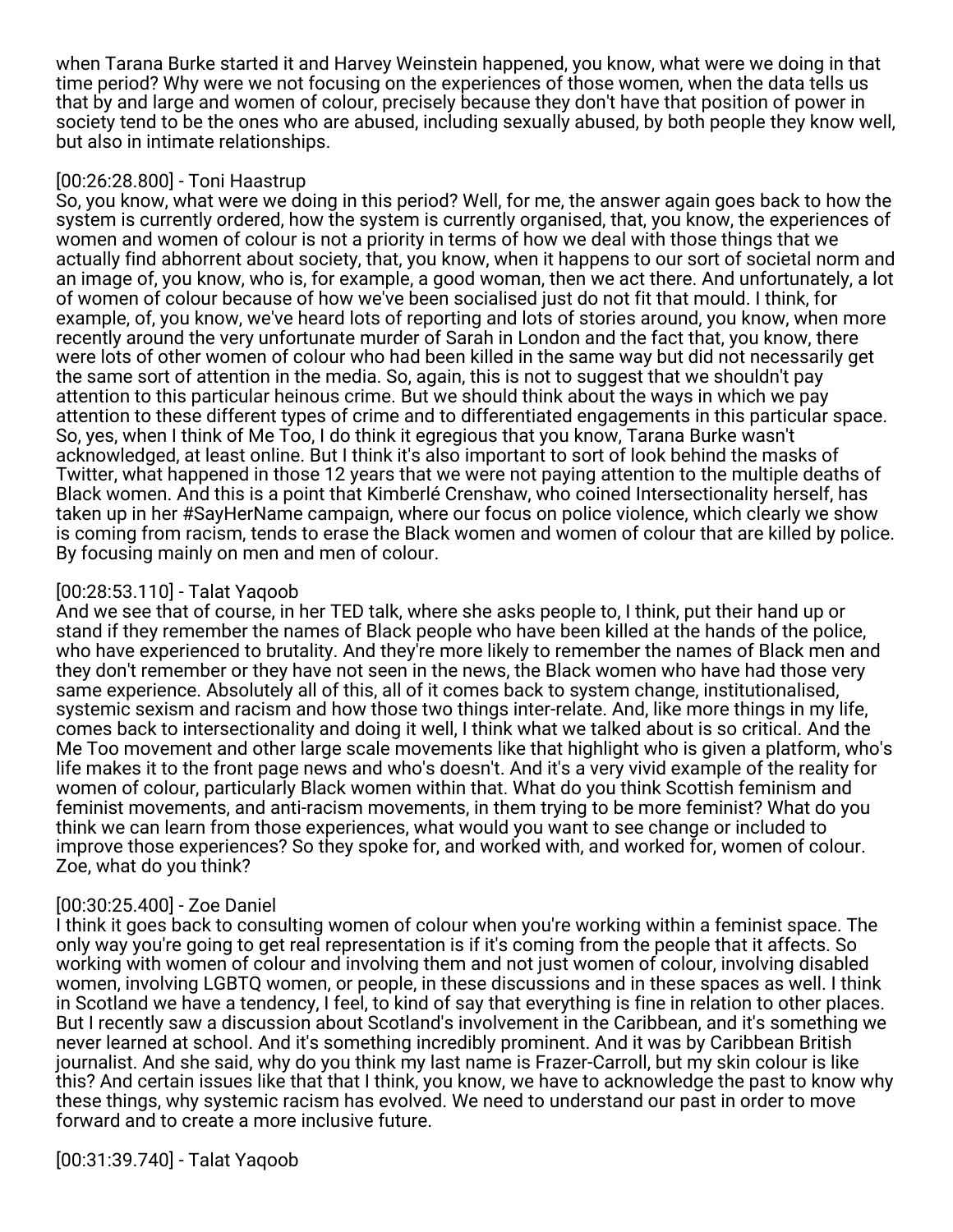when Tarana Burke started it and Harvey Weinstein happened, you know, what were we doing in that time period? Why were we not focusing on the experiences of those women, when the data tells us that by and large and women of colour, precisely because they don't have that position of power in society tend to be the ones who are abused, including sexually abused, by both people they know well, but also in intimate relationships.

[00:26:28.800] - Toni Haastrup
So, you know, what were we doing in this period? Well, for me, the answer again goes back to how the system is currently ordered, how the system is currently organised, that, you know, the experiences of women and women of colour is not a priority in terms of how we deal with those things that we actually find abhorrent about society, that, you know, when it happens to our sort of societal norm and an image of, you know, who is, for example, a good woman, then we act there. And unfortunately, a lot of women of colour because of how we've been socialised just do not fit that mould. I think, for example, of, you know, we've heard lots of reporting and lots of stories around, you know, when more recently around the very unfortunate murder of Sarah in London and the fact that, you know, there were lots of other women of colour who had been killed in the same way but did not necessarily get the same sort of attention in the media. So, again, this is not to suggest that we shouldn't pay attention to this particular heinous crime. But we should think about the ways in which we pay attention to these different types of crime and to differentiated engagements in this particular space. So, yes, when I think of Me Too, I do think it egregious that you know, Tarana Burke wasn't acknowledged, at least online. But I think it's also important to sort of look behind the masks of Twitter, what happened in those 12 years that we were not paying attention to the multiple deaths of Black women. And this is a point that Kimberlé Crenshaw, who coined Intersectionality herself, has taken up in her #SayHerName campaign, where our focus on police violence, which clearly we show is coming from racism, tends to erase the Black women and women of colour that are killed by police. By focusing mainly on men and men of colour.

[00:28:53.110] - Talat Yaqoob
And we see that of course, in her TED talk, where she asks people to, I think, put their hand up or stand if they remember the names of Black people who have been killed at the hands of the police, who have experienced to brutality. And they're more likely to remember the names of Black men and they don't remember or they have not seen in the news, the Black women who have had those very same experience. Absolutely all of this, all of it comes back to system change, institutionalised, systemic sexism and racism and how those two things inter-relate. And, like more things in my life, comes back to intersectionality and doing it well, I think what we talked about is so critical. And the Me Too movement and other large scale movements like that highlight who is given a platform, who's life makes it to the front page news and who's doesn't. And it's a very vivid example of the reality for women of colour, particularly Black women within that. What do you think Scottish feminism and feminist movements, and anti-racism movements, in them trying to be more feminist? What do you think we can learn from those experiences, what would you want to see change or included to improve those experiences? So they spoke for, and worked with, and worked for, women of colour. Zoe, what do you think?

[00:30:25.400] - Zoe Daniel
I think it goes back to consulting women of colour when you're working within a feminist space. The only way you're going to get real representation is if it's coming from the people that it affects. So working with women of colour and involving them and not just women of colour, involving disabled women, involving LGBTQ women, or people, in these discussions and in these spaces as well. I think in Scotland we have a tendency, I feel, to kind of say that everything is fine in relation to other places. But I recently saw a discussion about Scotland's involvement in the Caribbean, and it's something we never learned at school. And it's something incredibly prominent. And it was by Caribbean British journalist. And she said, why do you think my last name is Frazer-Carroll, but my skin colour is like this? And certain issues like that that I think, you know, we have to acknowledge the past to know why these things, why systemic racism has evolved. We need to understand our past in order to move forward and to create a more inclusive future.

[00:31:39.740] - Talat Yaqoob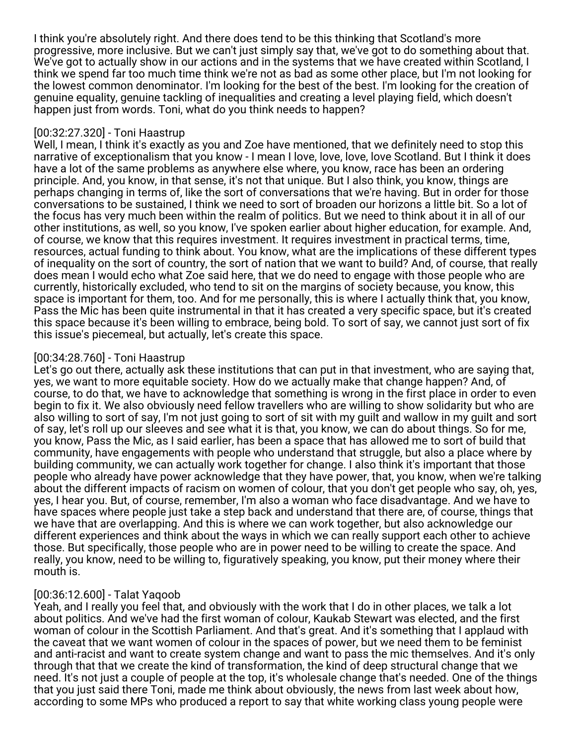I think you're absolutely right. And there does tend to be this thinking that Scotland's more progressive, more inclusive. But we can't just simply say that, we've got to do something about that. We've got to actually show in our actions and in the systems that we have created within Scotland, I think we spend far too much time think we're not as bad as some other place, but I'm not looking for the lowest common denominator. I'm looking for the best of the best. I'm looking for the creation of genuine equality, genuine tackling of inequalities and creating a level playing field, which doesn't happen just from words. Toni, what do you think needs to happen?

[00:32:27.320] - Toni Haastrup
Well, I mean, I think it's exactly as you and Zoe have mentioned, that we definitely need to stop this narrative of exceptionalism that you know - I mean I love, love, love, love Scotland. But I think it does have a lot of the same problems as anywhere else where, you know, race has been an ordering principle. And, you know, in that sense, it's not that unique. But I also think, you know, things are perhaps changing in terms of, like the sort of conversations that we're having. But in order for those conversations to be sustained, I think we need to sort of broaden our horizons a little bit. So a lot of the focus has very much been within the realm of politics. But we need to think about it in all of our other institutions, as well, so you know, I've spoken earlier about higher education, for example. And, of course, we know that this requires investment. It requires investment in practical terms, time, resources, actual funding to think about. You know, what are the implications of these different types of inequality on the sort of country, the sort of nation that we want to build? And, of course, that really does mean I would echo what Zoe said here, that we do need to engage with those people who are currently, historically excluded, who tend to sit on the margins of society because, you know, this space is important for them, too. And for me personally, this is where I actually think that, you know, Pass the Mic has been quite instrumental in that it has created a very specific space, but it's created this space because it's been willing to embrace, being bold. To sort of say, we cannot just sort of fix this issue's piecemeal, but actually, let's create this space.

[00:34:28.760] - Toni Haastrup
Let's go out there, actually ask these institutions that can put in that investment, who are saying that, yes, we want to more equitable society. How do we actually make that change happen? And, of course, to do that, we have to acknowledge that something is wrong in the first place in order to even begin to fix it. We also obviously need fellow travellers who are willing to show solidarity but who are also willing to sort of say, I'm not just going to sort of sit with my guilt and wallow in my guilt and sort of say, let's roll up our sleeves and see what it is that, you know, we can do about things. So for me, you know, Pass the Mic, as I said earlier, has been a space that has allowed me to sort of build that community, have engagements with people who understand that struggle, but also a place where by building community, we can actually work together for change. I also think it's important that those people who already have power acknowledge that they have power, that, you know, when we're talking about the different impacts of racism on women of colour, that you don't get people who say, oh, yes, yes, I hear you. But, of course, remember, I'm also a woman who face disadvantage. And we have to have spaces where people just take a step back and understand that there are, of course, things that we have that are overlapping. And this is where we can work together, but also acknowledge our different experiences and think about the ways in which we can really support each other to achieve those. But specifically, those people who are in power need to be willing to create the space. And really, you know, need to be willing to, figuratively speaking, you know, put their money where their mouth is.

[00:36:12.600] - Talat Yaqoob
Yeah, and I really you feel that, and obviously with the work that I do in other places, we talk a lot about politics. And we've had the first woman of colour, Kaukab Stewart was elected, and the first woman of colour in the Scottish Parliament. And that's great. And it's something that I applaud with the caveat that we want women of colour in the spaces of power, but we need them to be feminist and anti-racist and want to create system change and want to pass the mic themselves. And it's only through that that we create the kind of transformation, the kind of deep structural change that we need. It's not just a couple of people at the top, it's wholesale change that's needed. One of the things that you just said there Toni, made me think about obviously, the news from last week about how, according to some MPs who produced a report to say that white working class young people were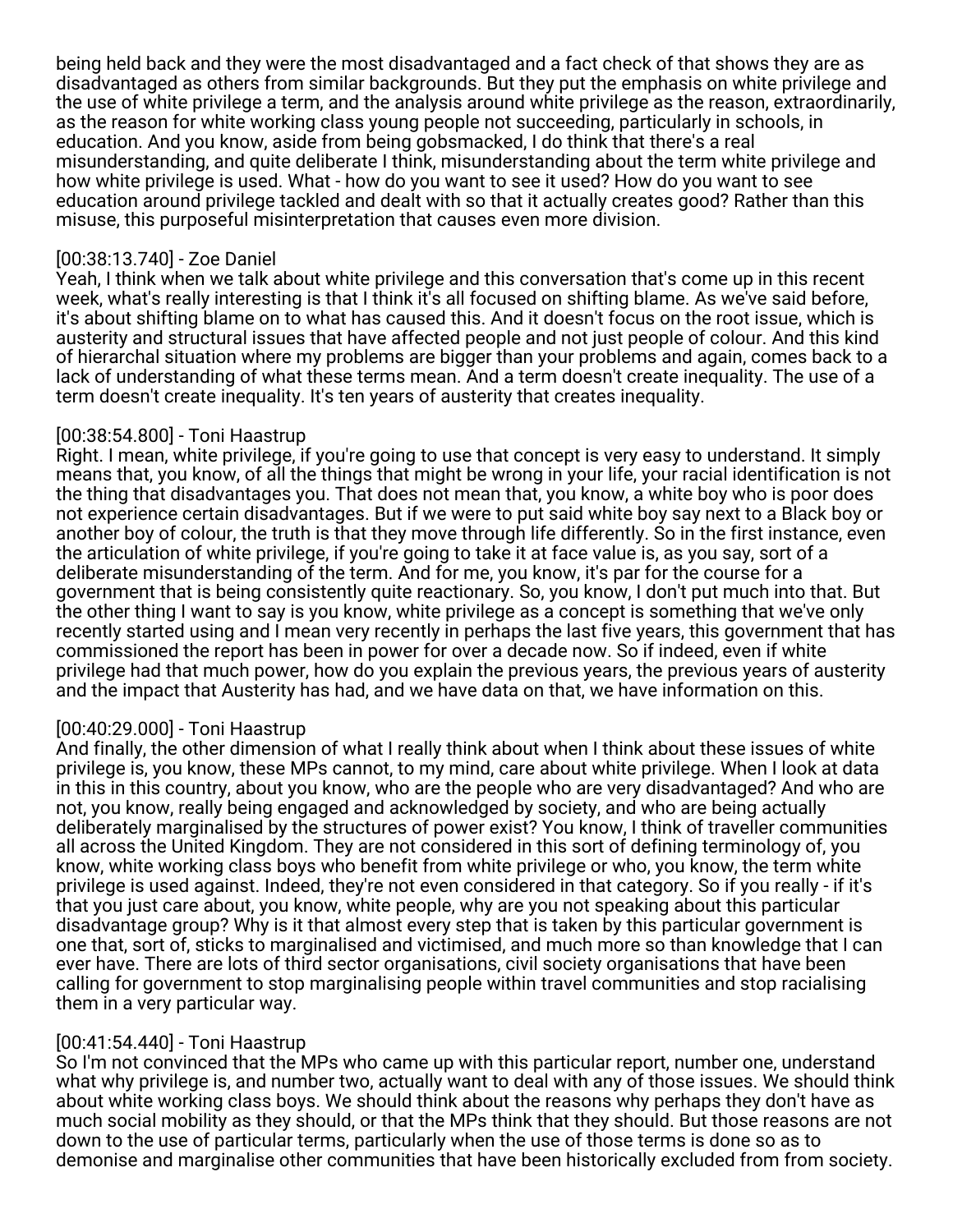being held back and they were the most disadvantaged and a fact check of that shows they are as disadvantaged as others from similar backgrounds. But they put the emphasis on white privilege and the use of white privilege a term, and the analysis around white privilege as the reason, extraordinarily, as the reason for white working class young people not succeeding, particularly in schools, in education. And you know, aside from being gobsmacked, I do think that there's a real misunderstanding, and quite deliberate I think, misunderstanding about the term white privilege and how white privilege is used. What - how do you want to see it used? How do you want to see education around privilege tackled and dealt with so that it actually creates good? Rather than this misuse, this purposeful misinterpretation that causes even more division.

[00:38:13.740] - Zoe Daniel
Yeah, I think when we talk about white privilege and this conversation that's come up in this recent week, what's really interesting is that I think it's all focused on shifting blame. As we've said before, it's about shifting blame on to what has caused this. And it doesn't focus on the root issue, which is austerity and structural issues that have affected people and not just people of colour. And this kind of hierarchal situation where my problems are bigger than your problems and again, comes back to a lack of understanding of what these terms mean. And a term doesn't create inequality. The use of a term doesn't create inequality. It's ten years of austerity that creates inequality.

[00:38:54.800] - Toni Haastrup
Right. I mean, white privilege, if you're going to use that concept is very easy to understand. It simply means that, you know, of all the things that might be wrong in your life, your racial identification is not the thing that disadvantages you. That does not mean that, you know, a white boy who is poor does not experience certain disadvantages. But if we were to put said white boy say next to a Black boy or another boy of colour, the truth is that they move through life differently. So in the first instance, even the articulation of white privilege, if you're going to take it at face value is, as you say, sort of a deliberate misunderstanding of the term. And for me, you know, it's par for the course for a government that is being consistently quite reactionary. So, you know, I don't put much into that. But the other thing I want to say is you know, white privilege as a concept is something that we've only recently started using and I mean very recently in perhaps the last five years, this government that has commissioned the report has been in power for over a decade now. So if indeed, even if white privilege had that much power, how do you explain the previous years, the previous years of austerity and the impact that Austerity has had, and we have data on that, we have information on this.

[00:40:29.000] - Toni Haastrup
And finally, the other dimension of what I really think about when I think about these issues of white privilege is, you know, these MPs cannot, to my mind, care about white privilege. When I look at data in this in this country, about you know, who are the people who are very disadvantaged? And who are not, you know, really being engaged and acknowledged by society, and who are being actually deliberately marginalised by the structures of power exist? You know, I think of traveller communities all across the United Kingdom. They are not considered in this sort of defining terminology of, you know, white working class boys who benefit from white privilege or who, you know, the term white privilege is used against. Indeed, they're not even considered in that category. So if you really - if it's that you just care about, you know, white people, why are you not speaking about this particular disadvantage group? Why is it that almost every step that is taken by this particular government is one that, sort of, sticks to marginalised and victimised, and much more so than knowledge that I can ever have. There are lots of third sector organisations, civil society organisations that have been calling for government to stop marginalising people within travel communities and stop racialising them in a very particular way.

[00:41:54.440] - Toni Haastrup
So I'm not convinced that the MPs who came up with this particular report, number one, understand what why privilege is, and number two, actually want to deal with any of those issues. We should think about white working class boys. We should think about the reasons why perhaps they don't have as much social mobility as they should, or that the MPs think that they should. But those reasons are not down to the use of particular terms, particularly when the use of those terms is done so as to demonise and marginalise other communities that have been historically excluded from from society.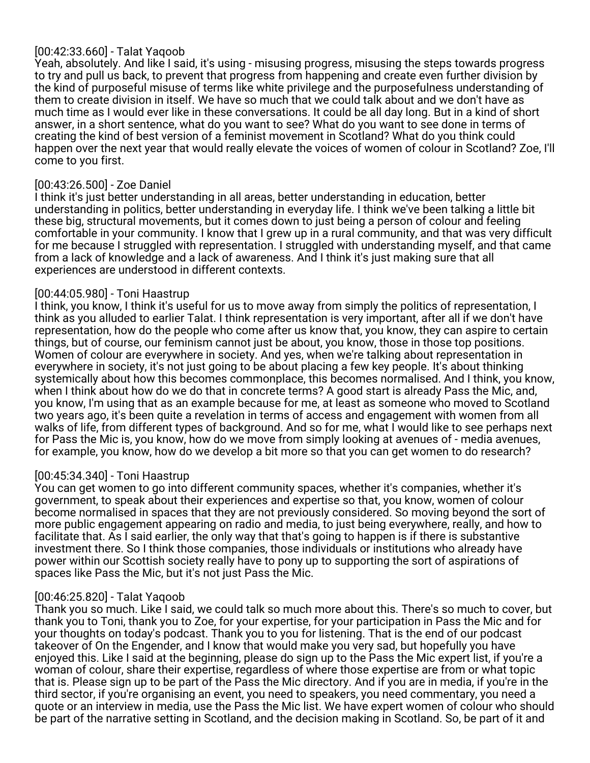[00:42:33.660] - Talat Yaqoob
Yeah, absolutely. And like I said, it's using - misusing progress, misusing the steps towards progress to try and pull us back, to prevent that progress from happening and create even further division by the kind of purposeful misuse of terms like white privilege and the purposefulness understanding of them to create division in itself. We have so much that we could talk about and we don't have as much time as I would ever like in these conversations. It could be all day long. But in a kind of short answer, in a short sentence, what do you want to see? What do you want to see done in terms of creating the kind of best version of a feminist movement in Scotland? What do you think could happen over the next year that would really elevate the voices of women of colour in Scotland? Zoe, I'll come to you first.

[00:43:26.500] - Zoe Daniel
I think it's just better understanding in all areas, better understanding in education, better understanding in politics, better understanding in everyday life. I think we've been talking a little bit these big, structural movements, but it comes down to just being a person of colour and feeling comfortable in your community. I know that I grew up in a rural community, and that was very difficult for me because I struggled with representation. I struggled with understanding myself, and that came from a lack of knowledge and a lack of awareness. And I think it's just making sure that all experiences are understood in different contexts.

[00:44:05.980] - Toni Haastrup
I think, you know, I think it's useful for us to move away from simply the politics of representation, I think as you alluded to earlier Talat. I think representation is very important, after all if we don't have representation, how do the people who come after us know that, you know, they can aspire to certain things, but of course, our feminism cannot just be about, you know, those in those top positions. Women of colour are everywhere in society. And yes, when we're talking about representation in everywhere in society, it's not just going to be about placing a few key people. It's about thinking systemically about how this becomes commonplace, this becomes normalised. And I think, you know, when I think about how do we do that in concrete terms? A good start is already Pass the Mic, and, you know, I'm using that as an example because for me, at least as someone who moved to Scotland two years ago, it's been quite a revelation in terms of access and engagement with women from all walks of life, from different types of background. And so for me, what I would like to see perhaps next for Pass the Mic is, you know, how do we move from simply looking at avenues of - media avenues, for example, you know, how do we develop a bit more so that you can get women to do research?

[00:45:34.340] - Toni Haastrup
You can get women to go into different community spaces, whether it's companies, whether it's government, to speak about their experiences and expertise so that, you know, women of colour become normalised in spaces that they are not previously considered. So moving beyond the sort of more public engagement appearing on radio and media, to just being everywhere, really, and how to facilitate that. As I said earlier, the only way that that's going to happen is if there is substantive investment there. So I think those companies, those individuals or institutions who already have power within our Scottish society really have to pony up to supporting the sort of aspirations of spaces like Pass the Mic, but it's not just Pass the Mic.

[00:46:25.820] - Talat Yaqoob
Thank you so much. Like I said, we could talk so much more about this. There's so much to cover, but thank you to Toni, thank you to Zoe, for your expertise, for your participation in Pass the Mic and for your thoughts on today's podcast. Thank you to you for listening. That is the end of our podcast takeover of On the Engender, and I know that would make you very sad, but hopefully you have enjoyed this. Like I said at the beginning, please do sign up to the Pass the Mic expert list, if you're a woman of colour, share their expertise, regardless of where those expertise are from or what topic that is. Please sign up to be part of the Pass the Mic directory. And if you are in media, if you're in the third sector, if you're organising an event, you need to speakers, you need commentary, you need a quote or an interview in media, use the Pass the Mic list. We have expert women of colour who should be part of the narrative setting in Scotland, and the decision making in Scotland. So, be part of it and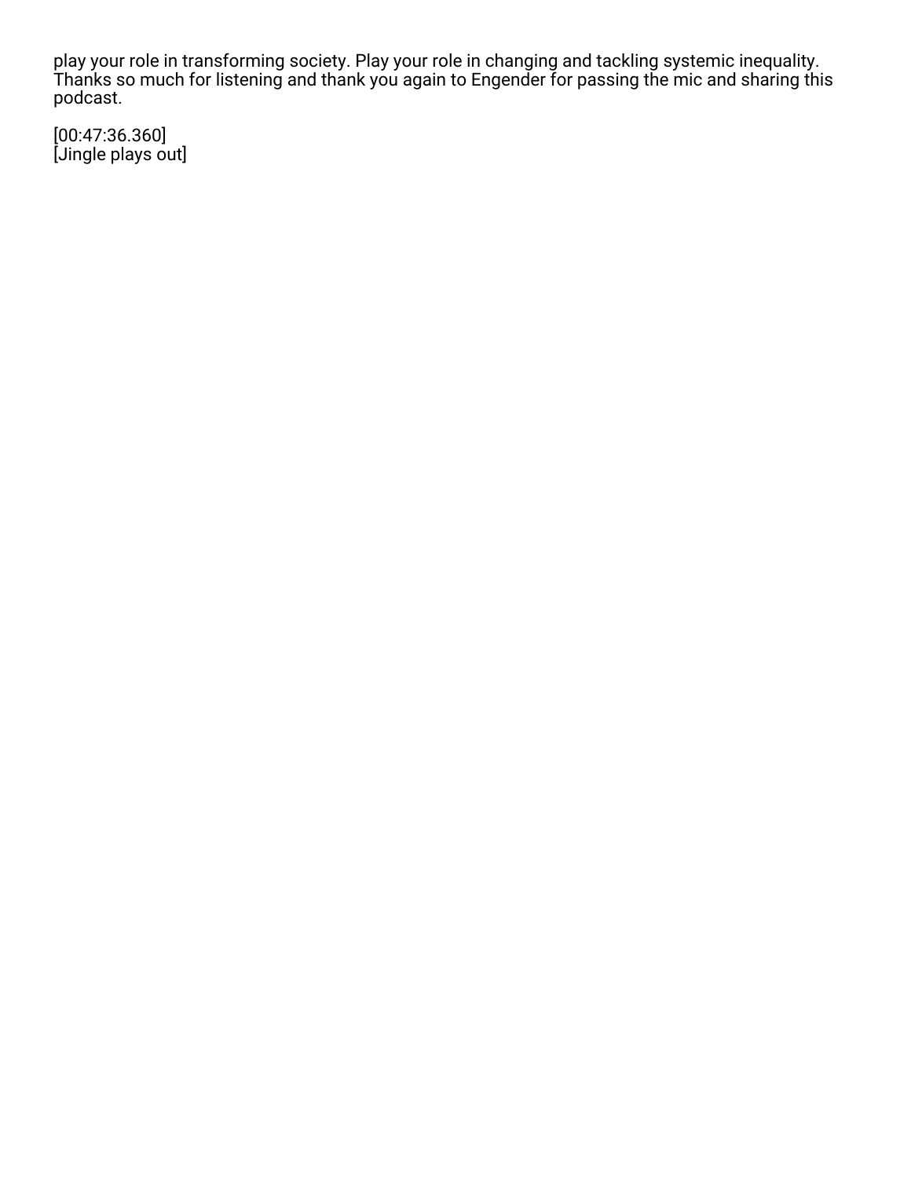play your role in transforming society. Play your role in changing and tackling systemic inequality. Thanks so much for listening and thank you again to Engender for passing the mic and sharing this podcast.

[00:47:36.360]
[Jingle plays out]